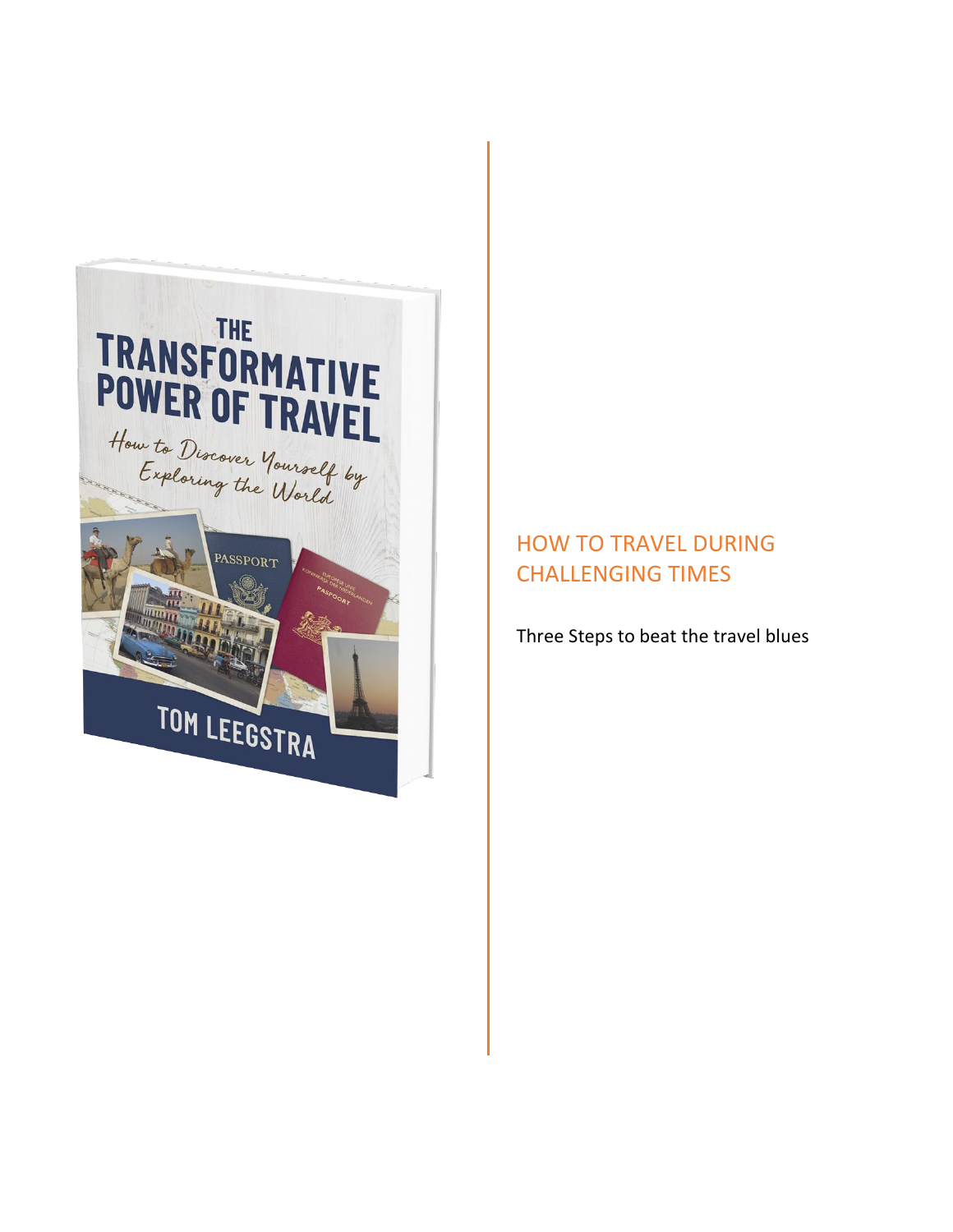# HOW TO TRAVEL DURING CHALLENGING TIMES

Three Steps to beat the travel blues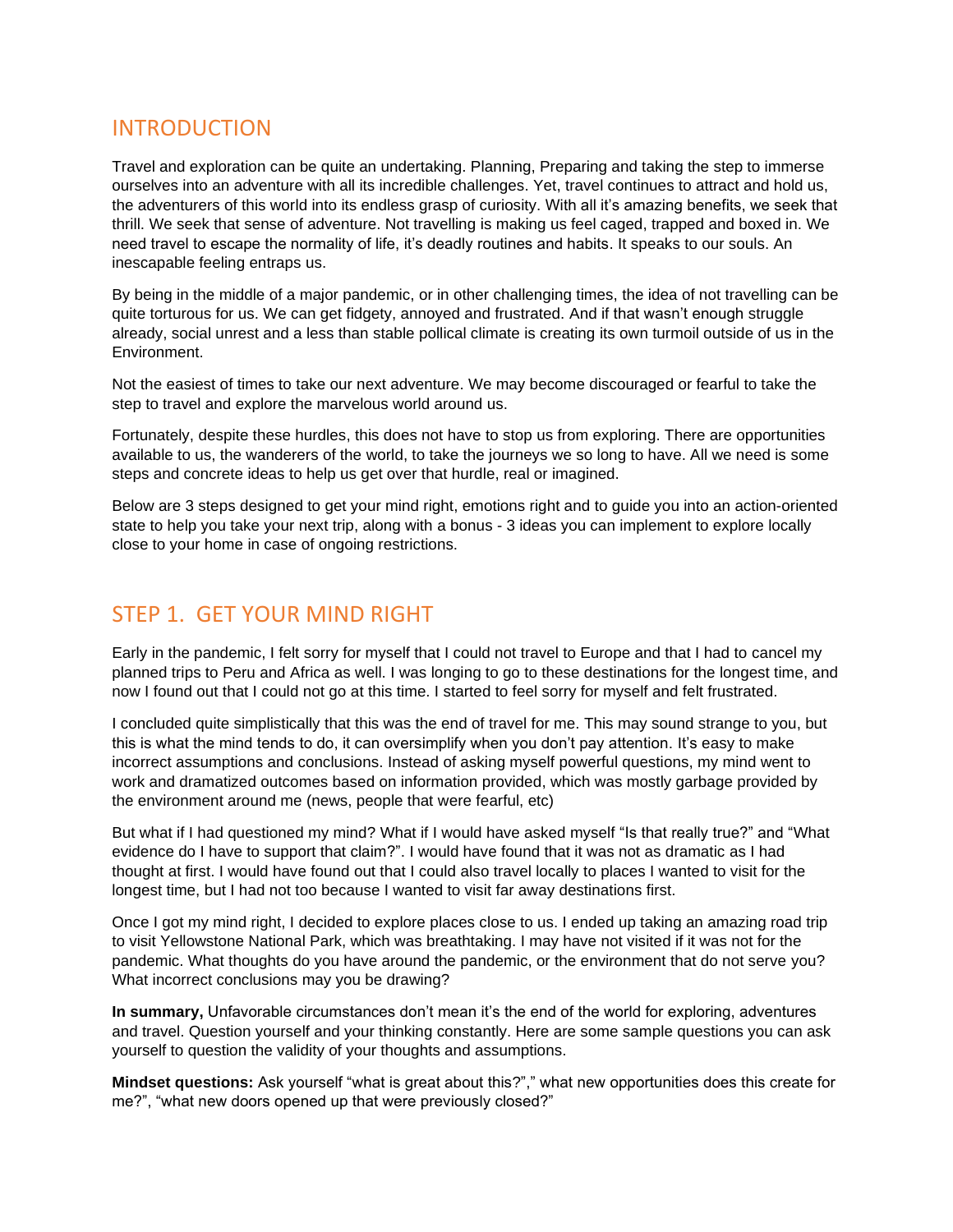## INTRODUCTION

Travel and exploration can be quite an undertaking. Planning, Preparing and taking the step to immerse ourselves into an adventure with all its incredible challenges. Yet, travel continues to attract and hold us, the adventurers of this world into its endless grasp of curiosity. With all it's amazing benefits, we seek that thrill. We seek that sense of adventure. Not travelling is making us feel caged, trapped and boxed in. We need travel to escape the normality of life, it's deadly routines and habits. It speaks to our souls. An inescapable feeling entraps us.

By being in the middle of a major pandemic, or in other challenging times, the idea of not travelling can be quite torturous for us. We can get fidgety, annoyed and frustrated. And if that wasn't enough struggle already, social unrest and a less than stable pollical climate is creating its own turmoil outside of us in the Environment.

Not the easiest of times to take our next adventure. We may become discouraged or fearful to take the step to travel and explore the marvelous world around us.

Fortunately, despite these hurdles, this does not have to stop us from exploring. There are opportunities available to us, the wanderers of the world, to take the journeys we so long to have. All we need is some steps and concrete ideas to help us get over that hurdle, real or imagined.

Below are 3 steps designed to get your mind right, emotions right and to guide you into an action-oriented state to help you take your next trip, along with a bonus - 3 ideas you can implement to explore locally close to your home in case of ongoing restrictions.

## STEP 1. GET YOUR MIND RIGHT

Early in the pandemic, I felt sorry for myself that I could not travel to Europe and that I had to cancel my planned trips to Peru and Africa as well. I was longing to go to these destinations for the longest time, and now I found out that I could not go at this time. I started to feel sorry for myself and felt frustrated.

I concluded quite simplistically that this was the end of travel for me. This may sound strange to you, but this is what the mind tends to do, it can oversimplify when you don't pay attention. It's easy to make incorrect assumptions and conclusions. Instead of asking myself powerful questions, my mind went to work and dramatized outcomes based on information provided, which was mostly garbage provided by the environment around me (news, people that were fearful, etc)

But what if I had questioned my mind? What if I would have asked myself "Is that really true?" and "What evidence do I have to support that claim?". I would have found that it was not as dramatic as I had thought at first. I would have found out that I could also travel locally to places I wanted to visit for the longest time, but I had not too because I wanted to visit far away destinations first.

Once I got my mind right, I decided to explore places close to us. I ended up taking an amazing road trip to visit Yellowstone National Park, which was breathtaking. I may have not visited if it was not for the pandemic. What thoughts do you have around the pandemic, or the environment that do not serve you? What incorrect conclusions may you be drawing?

**In summary,** Unfavorable circumstances don't mean it's the end of the world for exploring, adventures and travel. Question yourself and your thinking constantly. Here are some sample questions you can ask yourself to question the validity of your thoughts and assumptions.

**Mindset questions:** Ask yourself "what is great about this?"," what new opportunities does this create for me?", "what new doors opened up that were previously closed?"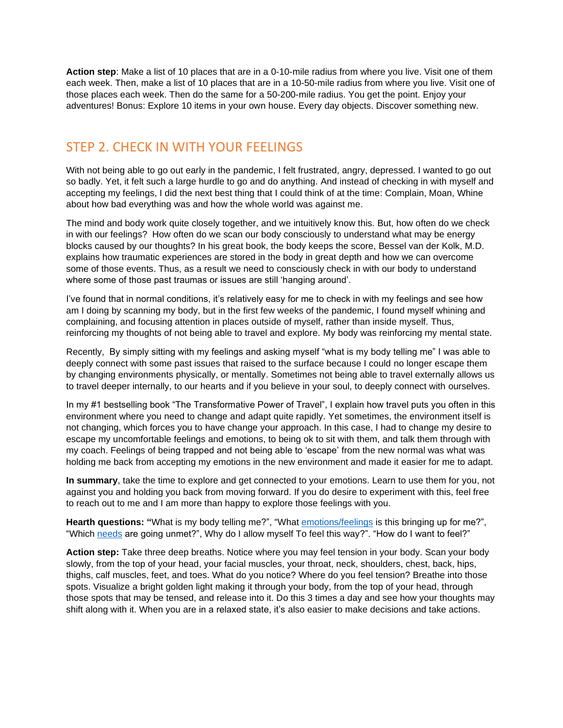**Action step**: Make a list of 10 places that are in a 0-10-mile radius from where you live. Visit one of them each week. Then, make a list of 10 places that are in a 10-50-mile radius from where you live. Visit one of those places each week. Then do the same for a 50-200-mile radius. You get the point. Enjoy your adventures! Bonus: Explore 10 items in your own house. Every day objects. Discover something new.

## STEP 2. CHECK IN WITH YOUR FEELINGS

With not being able to go out early in the pandemic, I felt frustrated, angry, depressed. I wanted to go out so badly. Yet, it felt such a large hurdle to go and do anything. And instead of checking in with myself and accepting my feelings, I did the next best thing that I could think of at the time: Complain, Moan, Whine about how bad everything was and how the whole world was against me.

The mind and body work quite closely together, and we intuitively know this. But, how often do we check in with our feelings? How often do we scan our body consciously to understand what may be energy blocks caused by our thoughts? In his great book, the body keeps the score, Bessel van der Kolk, M.D. explains how traumatic experiences are stored in the body in great depth and how we can overcome some of those events. Thus, as a result we need to consciously check in with our body to understand where some of those past traumas or issues are still 'hanging around'.

I've found that in normal conditions, it's relatively easy for me to check in with my feelings and see how am I doing by scanning my body, but in the first few weeks of the pandemic, I found myself whining and complaining, and focusing attention in places outside of myself, rather than inside myself. Thus, reinforcing my thoughts of not being able to travel and explore. My body was reinforcing my mental state.

Recently, By simply sitting with my feelings and asking myself "what is my body telling me" I was able to deeply connect with some past issues that raised to the surface because I could no longer escape them by changing environments physically, or mentally. Sometimes not being able to travel externally allows us to travel deeper internally, to our hearts and if you believe in your soul, to deeply connect with ourselves.

In my #1 bestselling book "The Transformative Power of Travel", I explain how travel puts you often in this environment where you need to change and adapt quite rapidly. Yet sometimes, the environment itself is not changing, which forces you to have change your approach. In this case, I had to change my desire to escape my uncomfortable feelings and emotions, to being ok to sit with them, and talk them through with my coach. Feelings of being trapped and not being able to 'escape' from the new normal was what was holding me back from accepting my emotions in the new environment and made it easier for me to adapt.

**In summary**, take the time to explore and get connected to your emotions. Learn to use them for you, not against you and holding you back from moving forward. If you do desire to experiment with this, feel free to reach out to me and I am more than happy to explore those feelings with you.

**Hearth questions: "**What is my body telling me?", "What emotions/feelings is this bringing up for me?", "Which needs are going unmet?", Why do I allow myself To feel this way?". "How do I want to feel?"

**Action step:** Take three deep breaths. Notice where you may feel tension in your body. Scan your body slowly, from the top of your head, your facial muscles, your throat, neck, shoulders, chest, back, hips, thighs, calf muscles, feet, and toes. What do you notice? Where do you feel tension? Breathe into those spots. Visualize a bright golden light making it through your body, from the top of your head, through those spots that may be tensed, and release into it. Do this 3 times a day and see how your thoughts may shift along with it. When you are in a relaxed state, it's also easier to make decisions and take actions.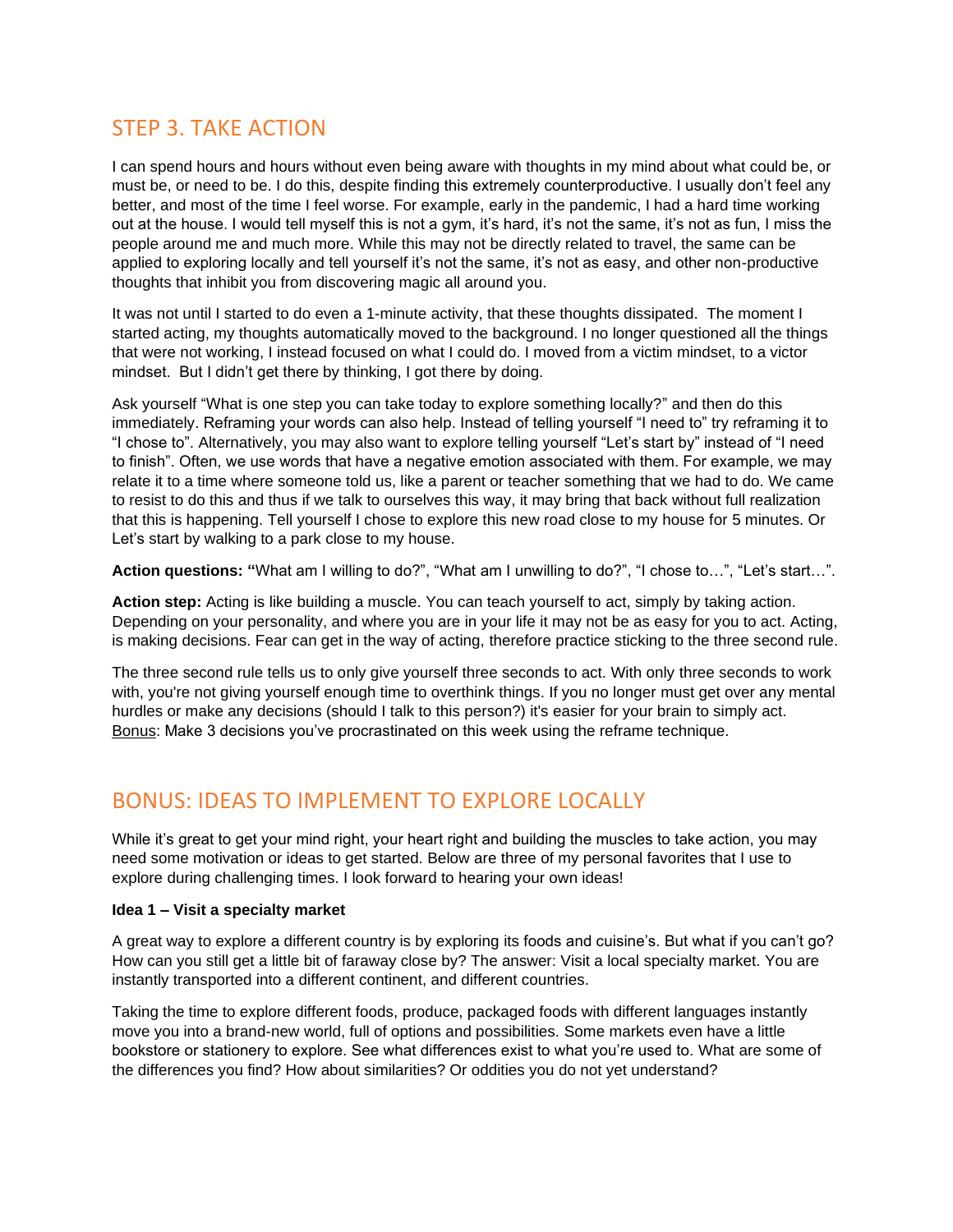## STEP 3. TAKE ACTION

I can spend hours and hours without even being aware with thoughts in my mind about what could be, or must be, or need to be. I do this, despite finding this extremely counterproductive. I usually don't feel any better, and most of the time I feel worse. For example, early in the pandemic, I had a hard time working out at the house. I would tell myself this is not a gym, it's hard, it's not the same, it's not as fun, I miss the people around me and much more. While this may not be directly related to travel, the same can be applied to exploring locally and tell yourself it's not the same, it's not as easy, and other non-productive thoughts that inhibit you from discovering magic all around you.

It was not until I started to do even a 1-minute activity, that these thoughts dissipated. The moment I started acting, my thoughts automatically moved to the background. I no longer questioned all the things that were not working, I instead focused on what I could do. I moved from a victim mindset, to a victor mindset. But I didn't get there by thinking, I got there by doing.

Ask yourself "What is one step you can take today to explore something locally?" and then do this immediately. Reframing your words can also help. Instead of telling yourself "I need to" try reframing it to "I chose to". Alternatively, you may also want to explore telling yourself "Let's start by" instead of "I need to finish". Often, we use words that have a negative emotion associated with them. For example, we may relate it to a time where someone told us, like a parent or teacher something that we had to do. We came to resist to do this and thus if we talk to ourselves this way, it may bring that back without full realization that this is happening. Tell yourself I chose to explore this new road close to my house for 5 minutes. Or Let's start by walking to a park close to my house.

**Action questions: "**What am I willing to do?", "What am I unwilling to do?", "I chose to…", "Let's start…".

**Action step:** Acting is like building a muscle. You can teach yourself to act, simply by taking action. Depending on your personality, and where you are in your life it may not be as easy for you to act. Acting, is making decisions. Fear can get in the way of acting, therefore practice sticking to the three second rule.

The three second rule tells us to only give yourself three seconds to act. With only three seconds to work with, you're not giving yourself enough time to overthink things. If you no longer must get over any mental hurdles or make any decisions (should I talk to this person?) it's easier for your brain to simply act. <u>Bonus</u>: Make 3 decisions you've procrastinated on this week using the reframe technique.

## BONUS: IDEAS TO IMPLEMENT TO EXPLORE LOCALLY

While it's great to get your mind right, your heart right and building the muscles to take action, you may need some motivation or ideas to get started. Below are three of my personal favorites that I use to explore during challenging times. I look forward to hearing your own ideas!

**Idea 1 – Visit a specialty market**

A great way to explore a different country is by exploring its foods and cuisine's. But what if you can't go? How can you still get a little bit of faraway close by? The answer: Visit a local specialty market. You are instantly transported into a different continent, and different countries.

Taking the time to explore different foods, produce, packaged foods with different languages instantly move you into a brand-new world, full of options and possibilities. Some markets even have a little bookstore or stationery to explore. See what differences exist to what you're used to. What are some of the differences you find? How about similarities? Or oddities you do not yet understand?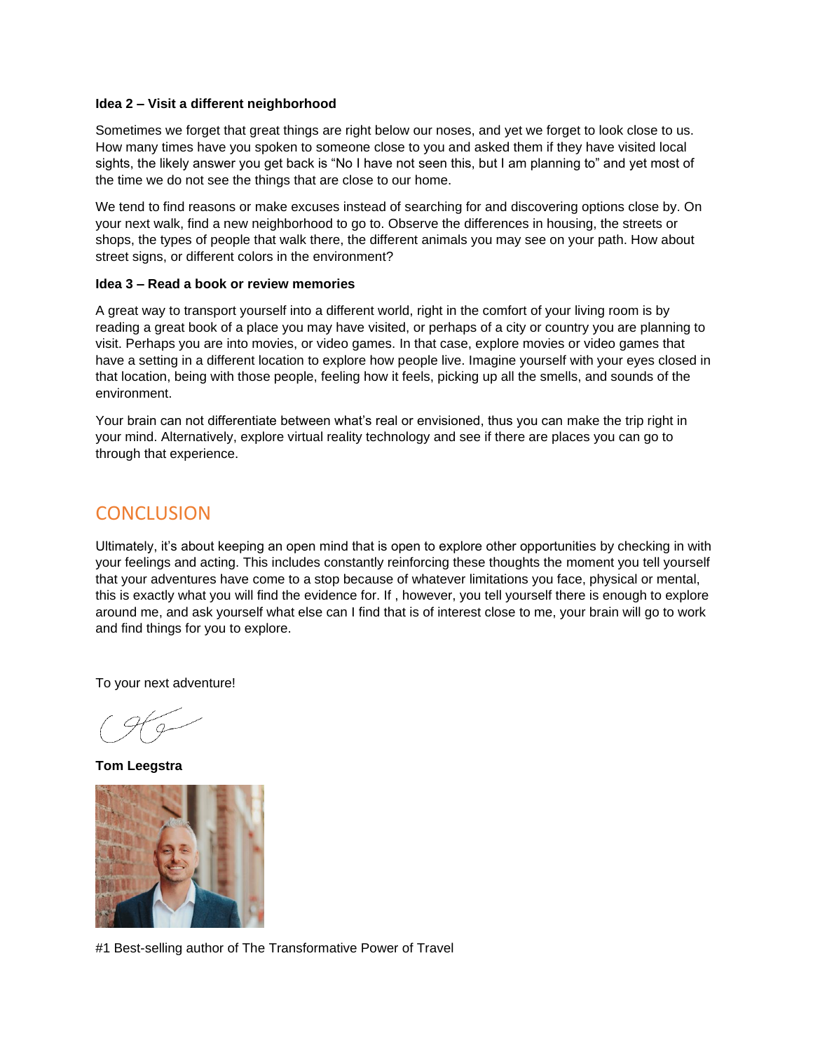**Idea 2 – Visit a different neighborhood**

Sometimes we forget that great things are right below our noses, and yet we forget to look close to us. How many times have you spoken to someone close to you and asked them if they have visited local sights, the likely answer you get back is "No I have not seen this, but I am planning to" and yet most of the time we do not see the things that are close to our home.

We tend to find reasons or make excuses instead of searching for and discovering options close by. On your next walk, find a new neighborhood to go to. Observe the differences in housing, the streets or shops, the types of people that walk there, the different animals you may see on your path. How about street signs, or different colors in the environment?

**Idea 3 – Read a book or review memories**

A great way to transport yourself into a different world, right in the comfort of your living room is by reading a great book of a place you may have visited, or perhaps of a city or country you are planning to visit. Perhaps you are into movies, or video games. In that case, explore movies or video games that have a setting in a different location to explore how people live. Imagine yourself with your eyes closed in that location, being with those people, feeling how it feels, picking up all the smells, and sounds of the environment.

Your brain can not differentiate between what's real or envisioned, thus you can make the trip right in your mind. Alternatively, explore virtual reality technology and see if there are places you can go to through that experience.

## CONCLUSION

Ultimately, it's about keeping an open mind that is open to explore other opportunities by checking in with your feelings and acting. This includes constantly reinforcing these thoughts the moment you tell yourself that your adventures have come to a stop because of whatever limitations you face, physical or mental, this is exactly what you will find the evidence for. If , however, you tell yourself there is enough to explore around me, and ask yourself what else can I find that is of interest close to me, your brain will go to work and find things for you to explore.

To your next adventure!

**Tom Leegstra**

#1 Best-selling author of The Transformative Power of Travel